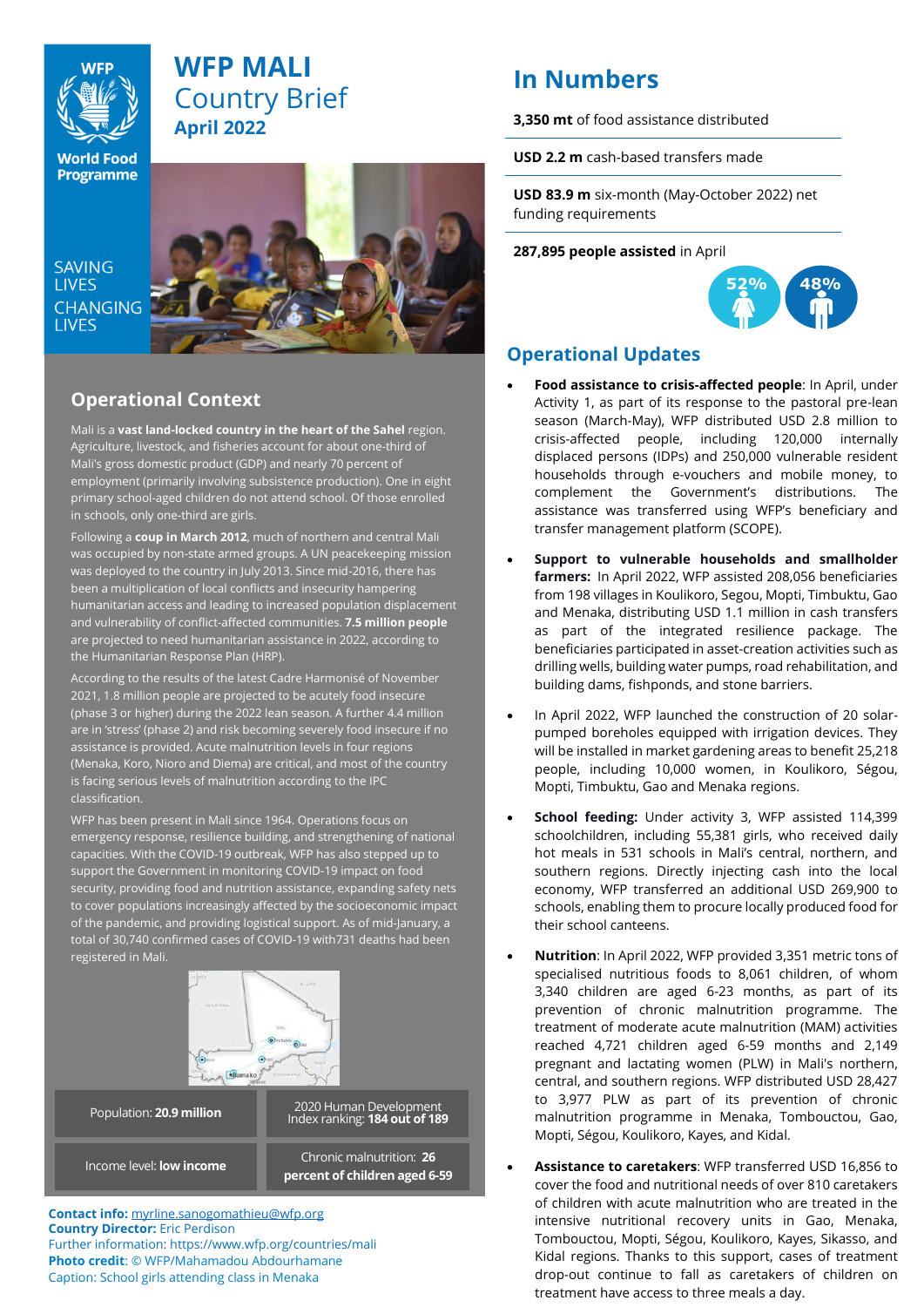# WFP MALI Country Brief
**April 2022**

SAVING LIVES CHANGING LIVES

## Operational Context

Mali is a **vast land-locked country in the heart of the Sahel** region. Agriculture, livestock, and fisheries account for about one-third of Mali's gross domestic product (GDP) and nearly 70 percent of employment (primarily involving subsistence production). One in eight primary school-aged children do not attend school. Of those enrolled in schools, only one-third are girls.

Following a **coup in March 2012**, much of northern and central Mali was occupied by non-state armed groups. A UN peacekeeping mission was deployed to the country in July 2013. Since mid-2016, there has been a multiplication of local conflicts and insecurity hampering humanitarian access and leading to increased population displacement and vulnerability of conflict-affected communities. **7.5 million people** are projected to need humanitarian assistance in 2022, according to the Humanitarian Response Plan (HRP).

According to the results of the latest Cadre Harmonisé of November 2021, 1.8 million people are projected to be acutely food insecure (phase 3 or higher) during the 2022 lean season. A further 4.4 million are in 'stress' (phase 2) and risk becoming severely food insecure if no assistance is provided. Acute malnutrition levels in four regions (Menaka, Koro, Nioro and Diema) are critical, and most of the country is facing serious levels of malnutrition according to the IPC classification.

WFP has been present in Mali since 1964. Operations focus on emergency response, resilience building, and strengthening of national capacities. With the COVID-19 outbreak, WFP has also stepped up to support the Government in monitoring COVID-19 impact on food security, providing food and nutrition assistance, expanding safety nets to cover populations increasingly affected by the socioeconomic impact of the pandemic, and providing logistical support. As of mid-January, a total of 30,740 confirmed cases of COVID-19 with731 deaths had been registered in Mali.

| Population: **20.9 million** | 2020 Human Development Index ranking: **184 out of 189** |
|---|---|
| Income level: **low income** | Chronic malnutrition: **26 percent of children aged 6-59** |

**Contact info:** myrline.sanogomathieu@wfp.org
**Country Director:** Eric Perdison
Further information: https://www.wfp.org/countries/mali
**Photo credit**: © WFP/Mahamadou Abdourhamane
Caption: School girls attending class in Menaka

## In Numbers

**3,350 mt** of food assistance distributed

**USD 2.2 m** cash-based transfers made

**USD 83.9 m** six-month (May-October 2022) net funding requirements

**287,895 people assisted** in April

52% female, 48% male

## Operational Updates

- **Food assistance to crisis-affected people**: In April, under Activity 1, as part of its response to the pastoral pre-lean season (March-May), WFP distributed USD 2.8 million to crisis-affected people, including 120,000 internally displaced persons (IDPs) and 250,000 vulnerable resident households through e-vouchers and mobile money, to complement the Government's distributions. The assistance was transferred using WFP's beneficiary and transfer management platform (SCOPE).

- **Support to vulnerable households and smallholder farmers:** In April 2022, WFP assisted 208,056 beneficiaries from 198 villages in Koulikoro, Segou, Mopti, Timbuktu, Gao and Menaka, distributing USD 1.1 million in cash transfers as part of the integrated resilience package. The beneficiaries participated in asset-creation activities such as drilling wells, building water pumps, road rehabilitation, and building dams, fishponds, and stone barriers.

- In April 2022, WFP launched the construction of 20 solar-pumped boreholes equipped with irrigation devices. They will be installed in market gardening areas to benefit 25,218 people, including 10,000 women, in Koulikoro, Ségou, Mopti, Timbuktu, Gao and Menaka regions.

- **School feeding:** Under activity 3, WFP assisted 114,399 schoolchildren, including 55,381 girls, who received daily hot meals in 531 schools in Mali's central, northern, and southern regions. Directly injecting cash into the local economy, WFP transferred an additional USD 269,900 to schools, enabling them to procure locally produced food for their school canteens.

- **Nutrition**: In April 2022, WFP provided 3,351 metric tons of specialised nutritious foods to 8,061 children, of whom 3,340 children are aged 6-23 months, as part of its prevention of chronic malnutrition programme. The treatment of moderate acute malnutrition (MAM) activities reached 4,721 children aged 6-59 months and 2,149 pregnant and lactating women (PLW) in Mali's northern, central, and southern regions. WFP distributed USD 28,427 to 3,977 PLW as part of its prevention of chronic malnutrition programme in Menaka, Tombouctou, Gao, Mopti, Ségou, Koulikoro, Kayes, and Kidal.

- **Assistance to caretakers**: WFP transferred USD 16,856 to cover the food and nutritional needs of over 810 caretakers of children with acute malnutrition who are treated in the intensive nutritional recovery units in Gao, Menaka, Tombouctou, Mopti, Ségou, Koulikoro, Kayes, Sikasso, and Kidal regions. Thanks to this support, cases of treatment drop-out continue to fall as caretakers of children on treatment have access to three meals a day.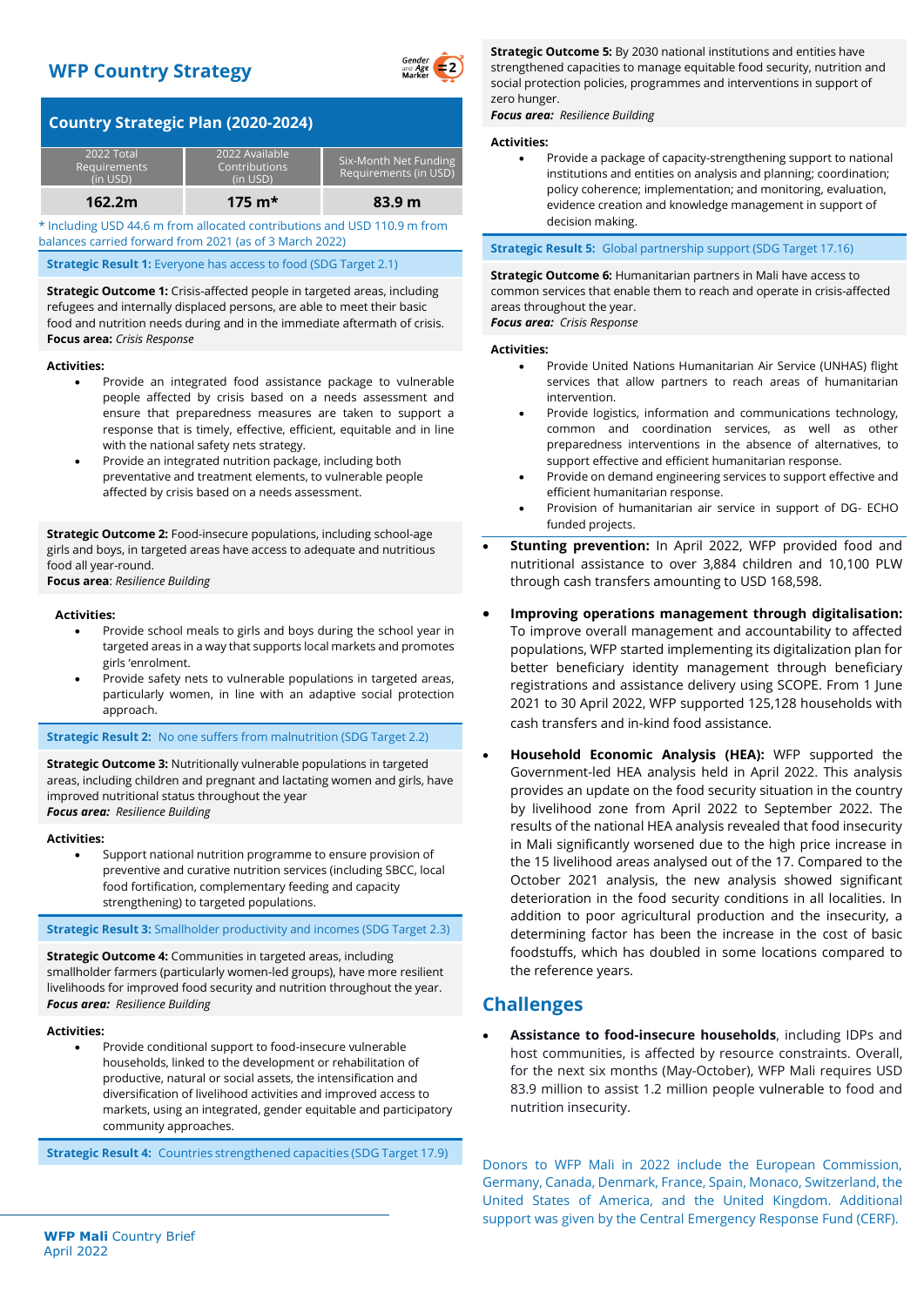## WFP Country Strategy

Gender and Age Marker 2

### Country Strategic Plan (2020-2024)

| 2022 Total Requirements (in USD) | 2022 Available Contributions (in USD) | Six-Month Net Funding Requirements (in USD) |
|---|---|---|
| 162.2m | 175 m* | 83.9 m |

\* Including USD 44.6 m from allocated contributions and USD 110.9 m from balances carried forward from 2021 (as of 3 March 2022)

**Strategic Result 1:** Everyone has access to food (SDG Target 2.1)

**Strategic Outcome 1:** Crisis-affected people in targeted areas, including refugees and internally displaced persons, are able to meet their basic food and nutrition needs during and in the immediate aftermath of crisis.
**Focus area:** *Crisis Response*

**Activities:**

- Provide an integrated food assistance package to vulnerable people affected by crisis based on a needs assessment and ensure that preparedness measures are taken to support a response that is timely, effective, efficient, equitable and in line with the national safety nets strategy.
- Provide an integrated nutrition package, including both preventative and treatment elements, to vulnerable people affected by crisis based on a needs assessment.

**Strategic Outcome 2:** Food-insecure populations, including school-age girls and boys, in targeted areas have access to adequate and nutritious food all year-round.
**Focus area**: *Resilience Building*

**Activities:**

- Provide school meals to girls and boys during the school year in targeted areas in a way that supports local markets and promotes girls 'enrolment.
- Provide safety nets to vulnerable populations in targeted areas, particularly women, in line with an adaptive social protection approach.

**Strategic Result 2:** No one suffers from malnutrition (SDG Target 2.2)

**Strategic Outcome 3:** Nutritionally vulnerable populations in targeted areas, including children and pregnant and lactating women and girls, have improved nutritional status throughout the year
***Focus area:*** *Resilience Building*

**Activities:**

- Support national nutrition programme to ensure provision of preventive and curative nutrition services (including SBCC, local food fortification, complementary feeding and capacity strengthening) to targeted populations.

**Strategic Result 3:** Smallholder productivity and incomes (SDG Target 2.3)

**Strategic Outcome 4:** Communities in targeted areas, including smallholder farmers (particularly women-led groups), have more resilient livelihoods for improved food security and nutrition throughout the year.
***Focus area:*** *Resilience Building*

**Activities:**

- Provide conditional support to food-insecure vulnerable households, linked to the development or rehabilitation of productive, natural or social assets, the intensification and diversification of livelihood activities and improved access to markets, using an integrated, gender equitable and participatory community approaches.

**Strategic Result 4:** Countries strengthened capacities (SDG Target 17.9)

**Strategic Outcome 5:** By 2030 national institutions and entities have strengthened capacities to manage equitable food security, nutrition and social protection policies, programmes and interventions in support of zero hunger.
***Focus area:*** *Resilience Building*

**Activities:**

- Provide a package of capacity-strengthening support to national institutions and entities on analysis and planning; coordination; policy coherence; implementation; and monitoring, evaluation, evidence creation and knowledge management in support of decision making.

**Strategic Result 5:** Global partnership support (SDG Target 17.16)

**Strategic Outcome 6:** Humanitarian partners in Mali have access to common services that enable them to reach and operate in crisis-affected areas throughout the year.
***Focus area:*** *Crisis Response*

**Activities:**

- Provide United Nations Humanitarian Air Service (UNHAS) flight services that allow partners to reach areas of humanitarian intervention.
- Provide logistics, information and communications technology, common and coordination services, as well as other preparedness interventions in the absence of alternatives, to support effective and efficient humanitarian response.
- Provide on demand engineering services to support effective and efficient humanitarian response.
- Provision of humanitarian air service in support of DG- ECHO funded projects.

- **Stunting prevention:** In April 2022, WFP provided food and nutritional assistance to over 3,884 children and 10,100 PLW through cash transfers amounting to USD 168,598.
- **Improving operations management through digitalisation:** To improve overall management and accountability to affected populations, WFP started implementing its digitalization plan for better beneficiary identity management through beneficiary registrations and assistance delivery using SCOPE. From 1 June 2021 to 30 April 2022, WFP supported 125,128 households with cash transfers and in-kind food assistance.
- **Household Economic Analysis (HEA):** WFP supported the Government-led HEA analysis held in April 2022. This analysis provides an update on the food security situation in the country by livelihood zone from April 2022 to September 2022. The results of the national HEA analysis revealed that food insecurity in Mali significantly worsened due to the high price increase in the 15 livelihood areas analysed out of the 17. Compared to the October 2021 analysis, the new analysis showed significant deterioration in the food security conditions in all localities. In addition to poor agricultural production and the insecurity, a determining factor has been the increase in the cost of basic foodstuffs, which has doubled in some locations compared to the reference years.

## Challenges

- **Assistance to food-insecure households**, including IDPs and host communities, is affected by resource constraints. Overall, for the next six months (May-October), WFP Mali requires USD 83.9 million to assist 1.2 million people vulnerable to food and nutrition insecurity.

Donors to WFP Mali in 2022 include the European Commission, Germany, Canada, Denmark, France, Spain, Monaco, Switzerland, the United States of America, and the United Kingdom. Additional support was given by the Central Emergency Response Fund (CERF).